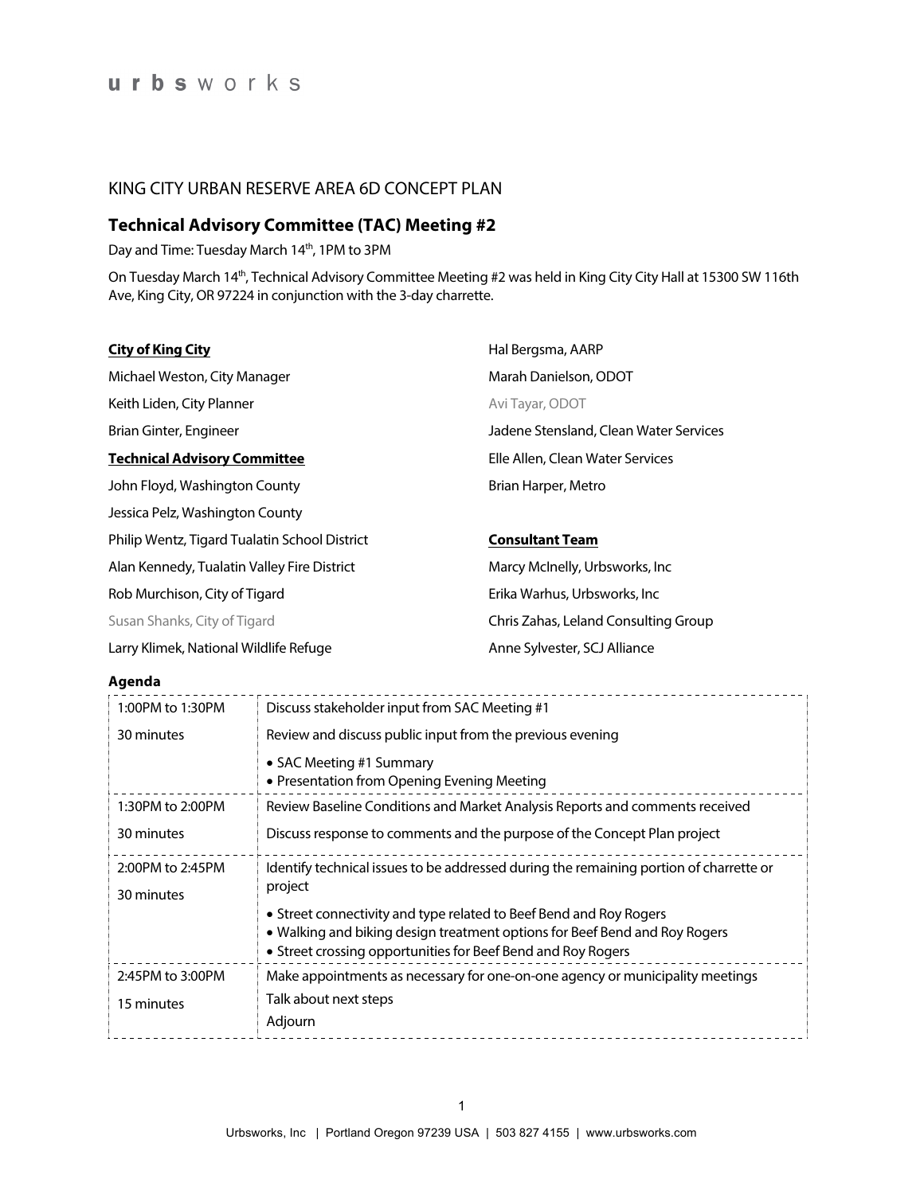urbsworks

KING CITY URBAN RESERVE AREA 6D CONCEPT PLAN

## Technical Advisory Committee (TAC) Meeting #2

Day and Time: Tuesday March 14th, 1PM to 3PM

On Tuesday March 14th, Technical Advisory Committee Meeting #2 was held in King City City Hall at 15300 SW 116th Ave, King City, OR 97224 in conjunction with the 3-day charrette.

**City of King City**

Michael Weston, City Manager

Keith Liden, City Planner

Brian Ginter, Engineer

**Technical Advisory Committee**

John Floyd, Washington County

Jessica Pelz, Washington County

Philip Wentz, Tigard Tualatin School District

Alan Kennedy, Tualatin Valley Fire District

Rob Murchison, City of Tigard

Susan Shanks, City of Tigard

Larry Klimek, National Wildlife Refuge

Hal Bergsma, AARP

Marah Danielson, ODOT

Avi Tayar, ODOT

Jadene Stensland, Clean Water Services

Elle Allen, Clean Water Services

Brian Harper, Metro

**Consultant Team**

Marcy McInelly, Urbsworks, Inc

Erika Warhus, Urbsworks, Inc

Chris Zahas, Leland Consulting Group

Anne Sylvester, SCJ Alliance

**Agenda**

| Time | Item |
|---|---|
| 1:00PM to 1:30PM<br>30 minutes | Discuss stakeholder input from SAC Meeting #1<br>Review and discuss public input from the previous evening<br>• SAC Meeting #1 Summary<br>• Presentation from Opening Evening Meeting |
| 1:30PM to 2:00PM<br>30 minutes | Review Baseline Conditions and Market Analysis Reports and comments received<br>Discuss response to comments and the purpose of the Concept Plan project |
| 2:00PM to 2:45PM<br>30 minutes | Identify technical issues to be addressed during the remaining portion of charrette or project<br>• Street connectivity and type related to Beef Bend and Roy Rogers<br>• Walking and biking design treatment options for Beef Bend and Roy Rogers<br>• Street crossing opportunities for Beef Bend and Roy Rogers |
| 2:45PM to 3:00PM<br>15 minutes | Make appointments as necessary for one-on-one agency or municipality meetings<br>Talk about next steps<br>Adjourn |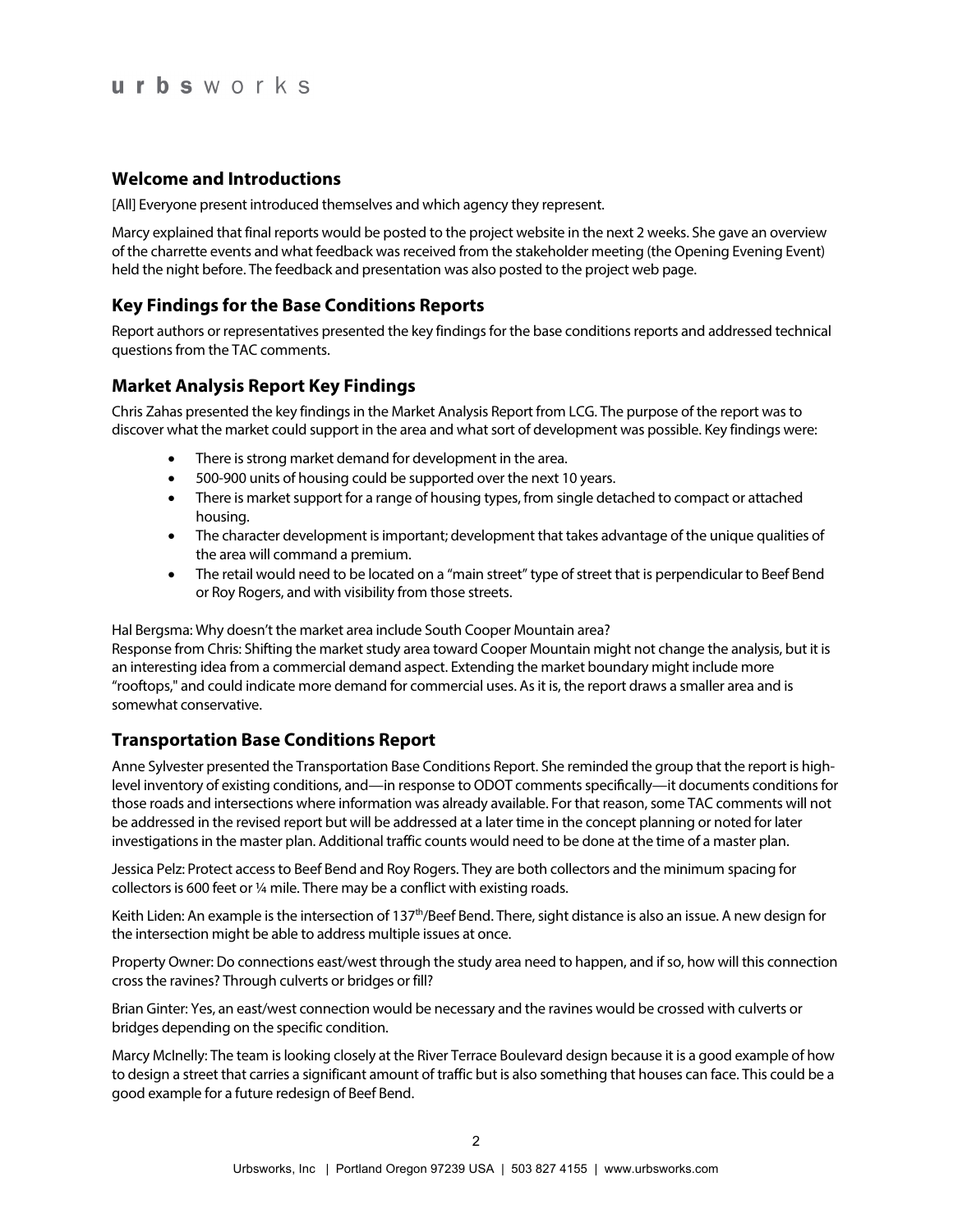## Welcome and Introductions

[All] Everyone present introduced themselves and which agency they represent.

Marcy explained that final reports would be posted to the project website in the next 2 weeks. She gave an overview of the charrette events and what feedback was received from the stakeholder meeting (the Opening Evening Event) held the night before. The feedback and presentation was also posted to the project web page.

## Key Findings for the Base Conditions Reports

Report authors or representatives presented the key findings for the base conditions reports and addressed technical questions from the TAC comments.

## Market Analysis Report Key Findings

Chris Zahas presented the key findings in the Market Analysis Report from LCG. The purpose of the report was to discover what the market could support in the area and what sort of development was possible. Key findings were:

- There is strong market demand for development in the area.
- 500-900 units of housing could be supported over the next 10 years.
- There is market support for a range of housing types, from single detached to compact or attached housing.
- The character development is important; development that takes advantage of the unique qualities of the area will command a premium.
- The retail would need to be located on a "main street" type of street that is perpendicular to Beef Bend or Roy Rogers, and with visibility from those streets.

Hal Bergsma: Why doesn't the market area include South Cooper Mountain area?
Response from Chris: Shifting the market study area toward Cooper Mountain might not change the analysis, but it is an interesting idea from a commercial demand aspect. Extending the market boundary might include more "rooftops," and could indicate more demand for commercial uses. As it is, the report draws a smaller area and is somewhat conservative.

## Transportation Base Conditions Report

Anne Sylvester presented the Transportation Base Conditions Report. She reminded the group that the report is high-level inventory of existing conditions, and—in response to ODOT comments specifically—it documents conditions for those roads and intersections where information was already available. For that reason, some TAC comments will not be addressed in the revised report but will be addressed at a later time in the concept planning or noted for later investigations in the master plan. Additional traffic counts would need to be done at the time of a master plan.

Jessica Pelz: Protect access to Beef Bend and Roy Rogers. They are both collectors and the minimum spacing for collectors is 600 feet or ¼ mile. There may be a conflict with existing roads.

Keith Liden: An example is the intersection of 137th/Beef Bend. There, sight distance is also an issue. A new design for the intersection might be able to address multiple issues at once.

Property Owner: Do connections east/west through the study area need to happen, and if so, how will this connection cross the ravines? Through culverts or bridges or fill?

Brian Ginter: Yes, an east/west connection would be necessary and the ravines would be crossed with culverts or bridges depending on the specific condition.

Marcy McInelly: The team is looking closely at the River Terrace Boulevard design because it is a good example of how to design a street that carries a significant amount of traffic but is also something that houses can face. This could be a good example for a future redesign of Beef Bend.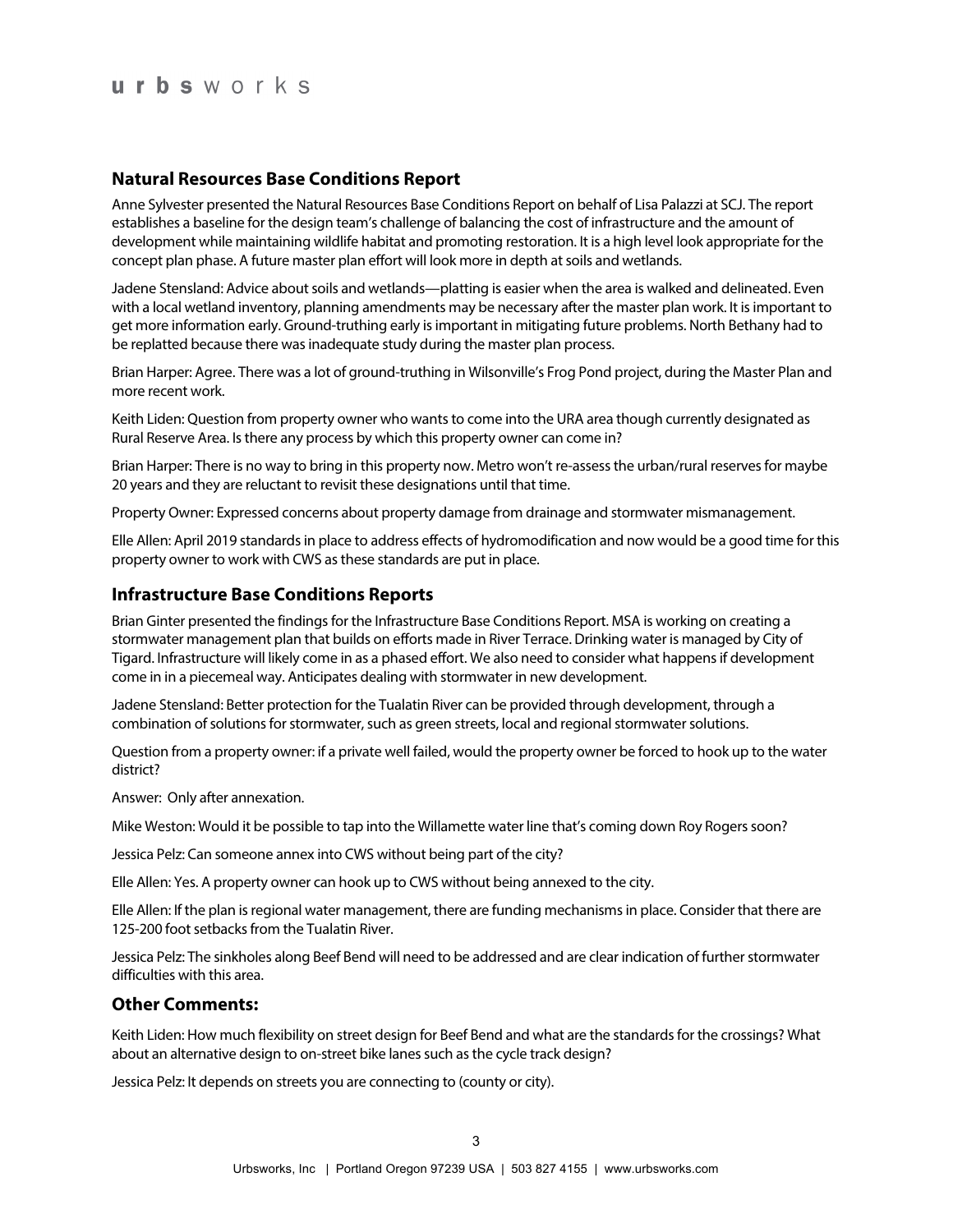## Natural Resources Base Conditions Report

Anne Sylvester presented the Natural Resources Base Conditions Report on behalf of Lisa Palazzi at SCJ. The report establishes a baseline for the design team's challenge of balancing the cost of infrastructure and the amount of development while maintaining wildlife habitat and promoting restoration. It is a high level look appropriate for the concept plan phase. A future master plan effort will look more in depth at soils and wetlands.

Jadene Stensland: Advice about soils and wetlands—platting is easier when the area is walked and delineated. Even with a local wetland inventory, planning amendments may be necessary after the master plan work. It is important to get more information early. Ground-truthing early is important in mitigating future problems. North Bethany had to be replatted because there was inadequate study during the master plan process.

Brian Harper: Agree. There was a lot of ground-truthing in Wilsonville's Frog Pond project, during the Master Plan and more recent work.

Keith Liden: Question from property owner who wants to come into the URA area though currently designated as Rural Reserve Area. Is there any process by which this property owner can come in?

Brian Harper: There is no way to bring in this property now. Metro won't re-assess the urban/rural reserves for maybe 20 years and they are reluctant to revisit these designations until that time.

Property Owner: Expressed concerns about property damage from drainage and stormwater mismanagement.

Elle Allen: April 2019 standards in place to address effects of hydromodification and now would be a good time for this property owner to work with CWS as these standards are put in place.

## Infrastructure Base Conditions Reports

Brian Ginter presented the findings for the Infrastructure Base Conditions Report. MSA is working on creating a stormwater management plan that builds on efforts made in River Terrace. Drinking water is managed by City of Tigard. Infrastructure will likely come in as a phased effort. We also need to consider what happens if development come in in a piecemeal way. Anticipates dealing with stormwater in new development.

Jadene Stensland: Better protection for the Tualatin River can be provided through development, through a combination of solutions for stormwater, such as green streets, local and regional stormwater solutions.

Question from a property owner: if a private well failed, would the property owner be forced to hook up to the water district?

Answer: Only after annexation.

Mike Weston: Would it be possible to tap into the Willamette water line that's coming down Roy Rogers soon?

Jessica Pelz: Can someone annex into CWS without being part of the city?

Elle Allen: Yes. A property owner can hook up to CWS without being annexed to the city.

Elle Allen: If the plan is regional water management, there are funding mechanisms in place. Consider that there are 125-200 foot setbacks from the Tualatin River.

Jessica Pelz: The sinkholes along Beef Bend will need to be addressed and are clear indication of further stormwater difficulties with this area.

## Other Comments:

Keith Liden: How much flexibility on street design for Beef Bend and what are the standards for the crossings? What about an alternative design to on-street bike lanes such as the cycle track design?

Jessica Pelz: It depends on streets you are connecting to (county or city).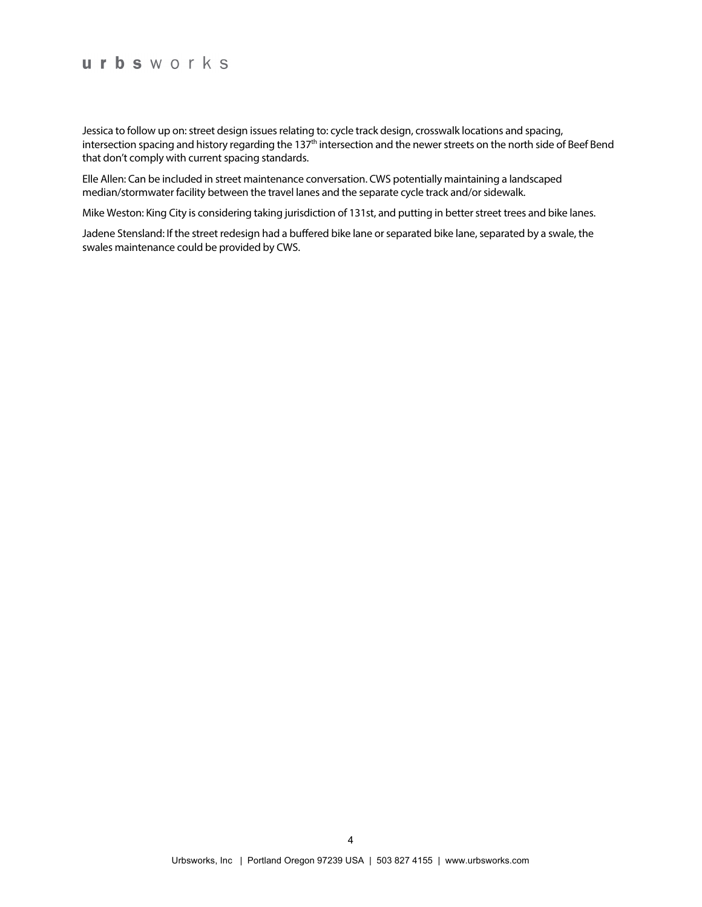Jessica to follow up on: street design issues relating to: cycle track design, crosswalk locations and spacing, intersection spacing and history regarding the 137th intersection and the newer streets on the north side of Beef Bend that don't comply with current spacing standards.

Elle Allen: Can be included in street maintenance conversation. CWS potentially maintaining a landscaped median/stormwater facility between the travel lanes and the separate cycle track and/or sidewalk.

Mike Weston: King City is considering taking jurisdiction of 131st, and putting in better street trees and bike lanes.

Jadene Stensland: If the street redesign had a buffered bike lane or separated bike lane, separated by a swale, the swales maintenance could be provided by CWS.